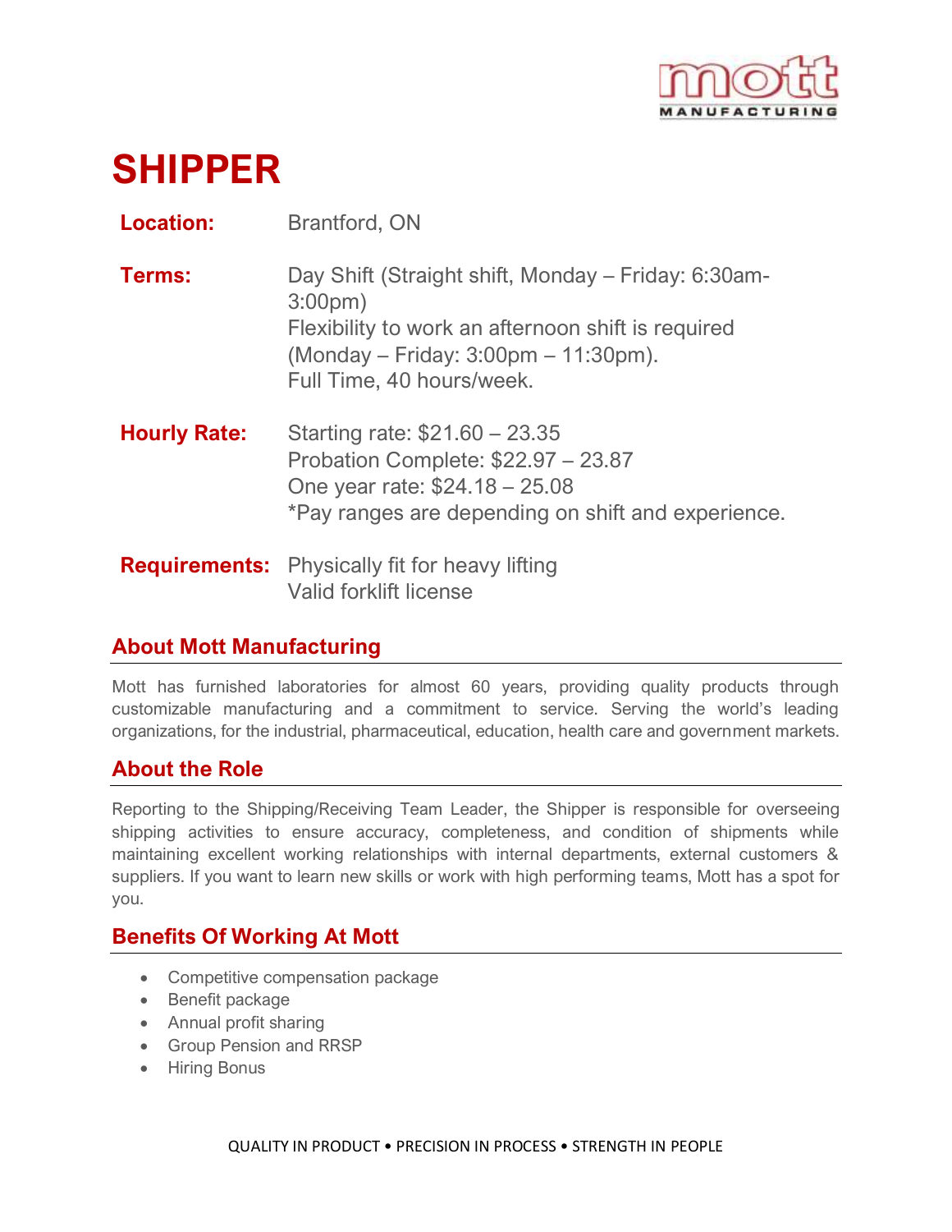# SHIPPER

**Location:** Brantford, ON

**Terms:** Day Shift (Straight shift, Monday – Friday: 6:30am-3:00pm)
Flexibility to work an afternoon shift is required (Monday – Friday: 3:00pm – 11:30pm).
Full Time, 40 hours/week.

**Hourly Rate:** Starting rate: $21.60 – 23.35
Probation Complete: $22.97 – 23.87
One year rate: $24.18 – 25.08
*Pay ranges are depending on shift and experience.

**Requirements:** Physically fit for heavy lifting
Valid forklift license

## About Mott Manufacturing

Mott has furnished laboratories for almost 60 years, providing quality products through customizable manufacturing and a commitment to service. Serving the world's leading organizations, for the industrial, pharmaceutical, education, health care and government markets.

## About the Role

Reporting to the Shipping/Receiving Team Leader, the Shipper is responsible for overseeing shipping activities to ensure accuracy, completeness, and condition of shipments while maintaining excellent working relationships with internal departments, external customers & suppliers. If you want to learn new skills or work with high performing teams, Mott has a spot for you.

## Benefits Of Working At Mott

- Competitive compensation package
- Benefit package
- Annual profit sharing
- Group Pension and RRSP
- Hiring Bonus

QUALITY IN PRODUCT • PRECISION IN PROCESS • STRENGTH IN PEOPLE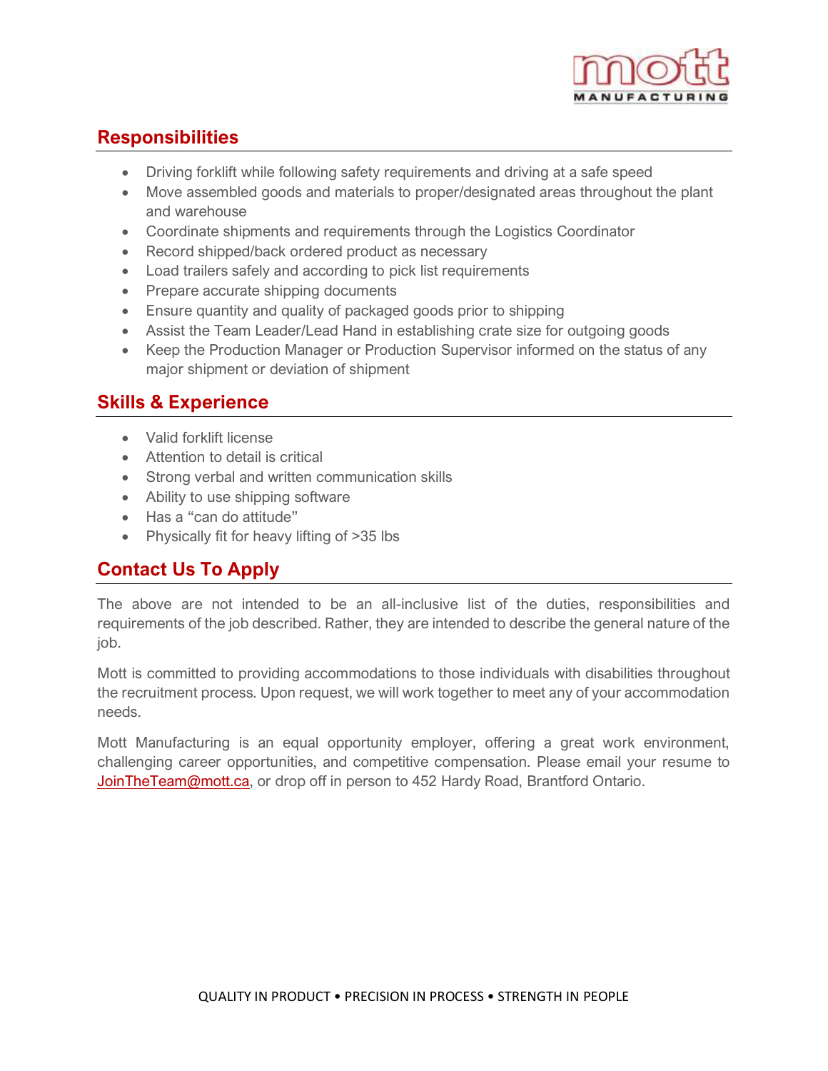## Responsibilities

- Driving forklift while following safety requirements and driving at a safe speed
- Move assembled goods and materials to proper/designated areas throughout the plant and warehouse
- Coordinate shipments and requirements through the Logistics Coordinator
- Record shipped/back ordered product as necessary
- Load trailers safely and according to pick list requirements
- Prepare accurate shipping documents
- Ensure quantity and quality of packaged goods prior to shipping
- Assist the Team Leader/Lead Hand in establishing crate size for outgoing goods
- Keep the Production Manager or Production Supervisor informed on the status of any major shipment or deviation of shipment

## Skills & Experience

- Valid forklift license
- Attention to detail is critical
- Strong verbal and written communication skills
- Ability to use shipping software
- Has a "can do attitude"
- Physically fit for heavy lifting of >35 lbs

## Contact Us To Apply

The above are not intended to be an all-inclusive list of the duties, responsibilities and requirements of the job described. Rather, they are intended to describe the general nature of the job.

Mott is committed to providing accommodations to those individuals with disabilities throughout the recruitment process. Upon request, we will work together to meet any of your accommodation needs.

Mott Manufacturing is an equal opportunity employer, offering a great work environment, challenging career opportunities, and competitive compensation. Please email your resume to JoinTheTeam@mott.ca, or drop off in person to 452 Hardy Road, Brantford Ontario.